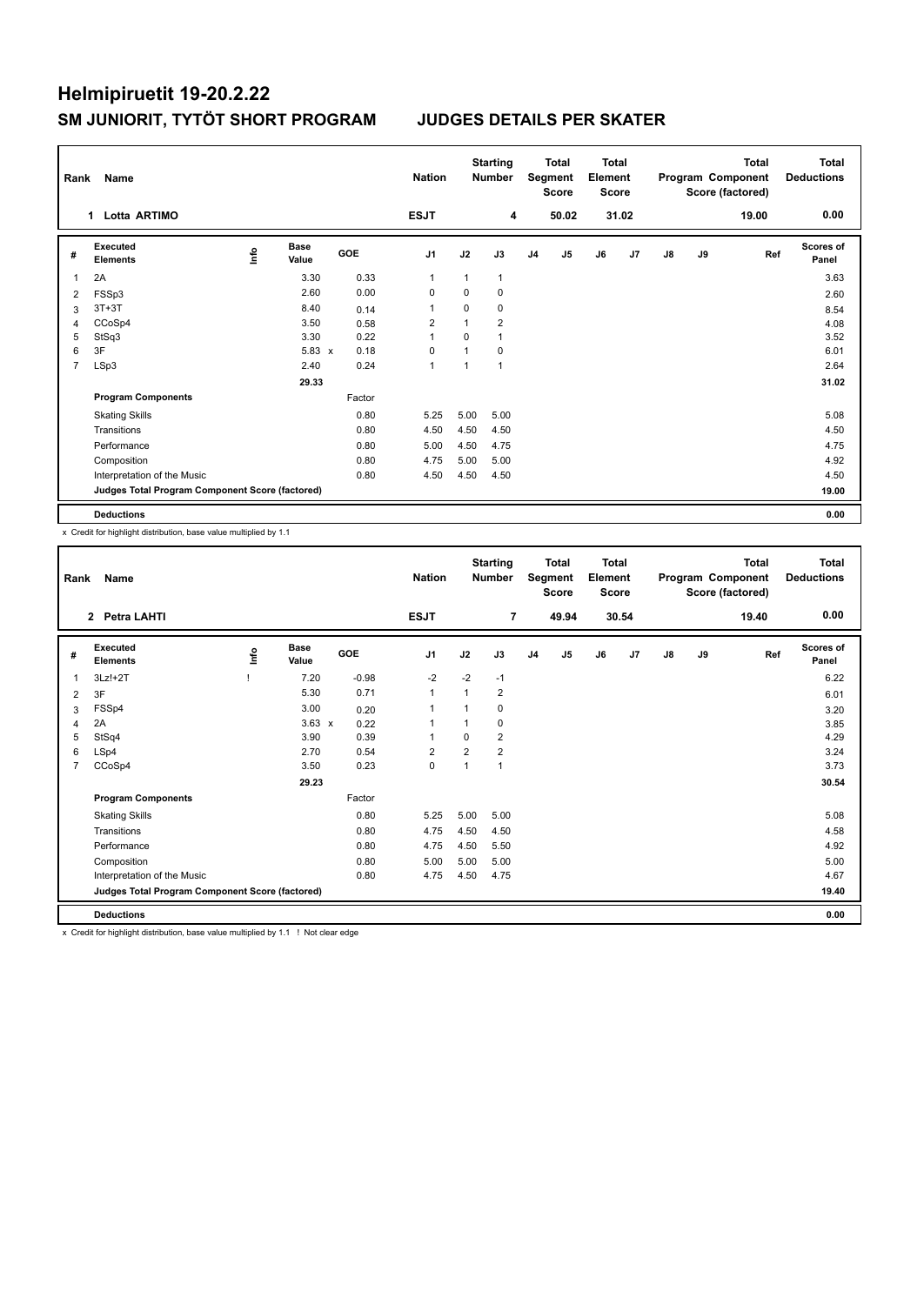# Helmipiruetit 19-20.2.22

## SM JUNIORIT, TYTÖT SHORT PROGRAM JUDGES DETAILS PER SKATER

| Rank | Name | Nation | Starting Number | Total Segment Score | Total Element Score | Total Program Component Score (factored) | Total Deductions |
|---|---|---|---|---|---|---|---|
| 1 | Lotta ARTIMO | ESJT | 4 | 50.02 | 31.02 | 19.00 | 0.00 |

| # | Executed Elements | Info | Base Value | | GOE | J1 | J2 | J3 | J4 | J5 | J6 | J7 | J8 | J9 | Ref | Scores of Panel |
|---|---|---|---|---|---|---|---|---|---|---|---|---|---|---|---|---|
| 1 | 2A | | 3.30 | | 0.33 | 1 | 1 | 1 | | | | | | | | 3.63 |
| 2 | FSSp3 | | 2.60 | | 0.00 | 0 | 0 | 0 | | | | | | | | 2.60 |
| 3 | 3T+3T | | 8.40 | | 0.14 | 1 | 0 | 0 | | | | | | | | 8.54 |
| 4 | CCoSp4 | | 3.50 | | 0.58 | 2 | 1 | 2 | | | | | | | | 4.08 |
| 5 | StSq3 | | 3.30 | | 0.22 | 1 | 0 | 1 | | | | | | | | 3.52 |
| 6 | 3F | | 5.83 | x | 0.18 | 0 | 1 | 0 | | | | | | | | 6.01 |
| 7 | LSp3 | | 2.40 | | 0.24 | 1 | 1 | 1 | | | | | | | | 2.64 |
| | | | 29.33 | | | | | | | | | | | | | 31.02 |
| | **Program Components** | | | | Factor | | | | | | | | | | | |
| | Skating Skills | | | | 0.80 | 5.25 | 5.00 | 5.00 | | | | | | | | 5.08 |
| | Transitions | | | | 0.80 | 4.50 | 4.50 | 4.50 | | | | | | | | 4.50 |
| | Performance | | | | 0.80 | 5.00 | 4.50 | 4.75 | | | | | | | | 4.75 |
| | Composition | | | | 0.80 | 4.75 | 5.00 | 5.00 | | | | | | | | 4.92 |
| | Interpretation of the Music | | | | 0.80 | 4.50 | 4.50 | 4.50 | | | | | | | | 4.50 |
| | **Judges Total Program Component Score (factored)** | | | | | | | | | | | | | | | 19.00 |
| | **Deductions** | | | | | | | | | | | | | | | 0.00 |

x Credit for highlight distribution, base value multiplied by 1.1

| Rank | Name | Nation | Starting Number | Total Segment Score | Total Element Score | Total Program Component Score (factored) | Total Deductions |
|---|---|---|---|---|---|---|---|
| 2 | Petra LAHTI | ESJT | 7 | 49.94 | 30.54 | 19.40 | 0.00 |

| # | Executed Elements | Info | Base Value | | GOE | J1 | J2 | J3 | J4 | J5 | J6 | J7 | J8 | J9 | Ref | Scores of Panel |
|---|---|---|---|---|---|---|---|---|---|---|---|---|---|---|---|---|
| 1 | 3Lz!+2T | ! | 7.20 | | -0.98 | -2 | -2 | -1 | | | | | | | | 6.22 |
| 2 | 3F | | 5.30 | | 0.71 | 1 | 1 | 2 | | | | | | | | 6.01 |
| 3 | FSSp4 | | 3.00 | | 0.20 | 1 | 1 | 0 | | | | | | | | 3.20 |
| 4 | 2A | | 3.63 | x | 0.22 | 1 | 1 | 0 | | | | | | | | 3.85 |
| 5 | StSq4 | | 3.90 | | 0.39 | 1 | 0 | 2 | | | | | | | | 4.29 |
| 6 | LSp4 | | 2.70 | | 0.54 | 2 | 2 | 2 | | | | | | | | 3.24 |
| 7 | CCoSp4 | | 3.50 | | 0.23 | 0 | 1 | 1 | | | | | | | | 3.73 |
| | | | 29.23 | | | | | | | | | | | | | 30.54 |
| | **Program Components** | | | | Factor | | | | | | | | | | | |
| | Skating Skills | | | | 0.80 | 5.25 | 5.00 | 5.00 | | | | | | | | 5.08 |
| | Transitions | | | | 0.80 | 4.75 | 4.50 | 4.50 | | | | | | | | 4.58 |
| | Performance | | | | 0.80 | 4.75 | 4.50 | 5.50 | | | | | | | | 4.92 |
| | Composition | | | | 0.80 | 5.00 | 5.00 | 5.00 | | | | | | | | 5.00 |
| | Interpretation of the Music | | | | 0.80 | 4.75 | 4.50 | 4.75 | | | | | | | | 4.67 |
| | **Judges Total Program Component Score (factored)** | | | | | | | | | | | | | | | 19.40 |
| | **Deductions** | | | | | | | | | | | | | | | 0.00 |

x Credit for highlight distribution, base value multiplied by 1.1 ! Not clear edge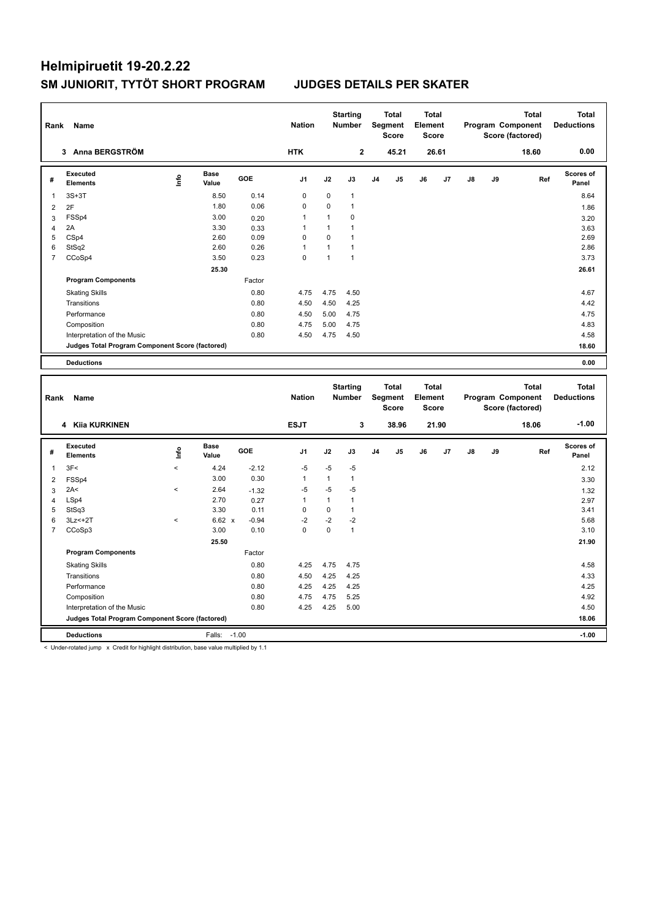# Helmipiruetit 19-20.2.22

## SM JUNIORIT, TYTÖT SHORT PROGRAM JUDGES DETAILS PER SKATER

| Rank | Name | Nation | Starting Number | Total Segment Score | Total Element Score | Total Program Component Score (factored) | Total Deductions |
|---|---|---|---|---|---|---|---|
| 3 | Anna BERGSTRÖM | HTK | 2 | 45.21 | 26.61 | 18.60 | 0.00 |

| # | Executed Elements | Info | Base Value | GOE | J1 | J2 | J3 | J4 | J5 | J6 | J7 | J8 | J9 | Ref | Scores of Panel |
|---|---|---|---|---|---|---|---|---|---|---|---|---|---|---|---|
| 1 | 3S+3T | | 8.50 | 0.14 | 0 | 0 | 1 | | | | | | | | 8.64 |
| 2 | 2F | | 1.80 | 0.06 | 0 | 0 | 1 | | | | | | | | 1.86 |
| 3 | FSSp4 | | 3.00 | 0.20 | 1 | 1 | 0 | | | | | | | | 3.20 |
| 4 | 2A | | 3.30 | 0.33 | 1 | 1 | 1 | | | | | | | | 3.63 |
| 5 | CSp4 | | 2.60 | 0.09 | 0 | 0 | 1 | | | | | | | | 2.69 |
| 6 | StSq2 | | 2.60 | 0.26 | 1 | 1 | 1 | | | | | | | | 2.86 |
| 7 | CCoSp4 | | 3.50 | 0.23 | 0 | 1 | 1 | | | | | | | | 3.73 |
| | | | 25.30 | | | | | | | | | | | | 26.61 |

| Program Components | Factor | J1 | J2 | J3 | J4 | J5 | J6 | J7 | J8 | J9 | Scores of Panel |
|---|---|---|---|---|---|---|---|---|---|---|---|
| Skating Skills | 0.80 | 4.75 | 4.75 | 4.50 | | | | | | | 4.67 |
| Transitions | 0.80 | 4.50 | 4.50 | 4.25 | | | | | | | 4.42 |
| Performance | 0.80 | 4.50 | 5.00 | 4.75 | | | | | | | 4.75 |
| Composition | 0.80 | 4.75 | 5.00 | 4.75 | | | | | | | 4.83 |
| Interpretation of the Music | 0.80 | 4.50 | 4.75 | 4.50 | | | | | | | 4.58 |
| Judges Total Program Component Score (factored) | | | | | | | | | | | 18.60 |

| Deductions | | 0.00 |
|---|---|---|

| Rank | Name | Nation | Starting Number | Total Segment Score | Total Element Score | Total Program Component Score (factored) | Total Deductions |
|---|---|---|---|---|---|---|---|
| 4 | Kiia KURKINEN | ESJT | 3 | 38.96 | 21.90 | 18.06 | -1.00 |

| # | Executed Elements | Info | Base Value | GOE | J1 | J2 | J3 | J4 | J5 | J6 | J7 | J8 | J9 | Ref | Scores of Panel |
|---|---|---|---|---|---|---|---|---|---|---|---|---|---|---|---|
| 1 | 3F< | < | 4.24 | -2.12 | -5 | -5 | -5 | | | | | | | | 2.12 |
| 2 | FSSp4 | | 3.00 | 0.30 | 1 | 1 | 1 | | | | | | | | 3.30 |
| 3 | 2A< | < | 2.64 | -1.32 | -5 | -5 | -5 | | | | | | | | 1.32 |
| 4 | LSp4 | | 2.70 | 0.27 | 1 | 1 | 1 | | | | | | | | 2.97 |
| 5 | StSq3 | | 3.30 | 0.11 | 0 | 0 | 1 | | | | | | | | 3.41 |
| 6 | 3Lz<+2T | < | 6.62 x | -0.94 | -2 | -2 | -2 | | | | | | | | 5.68 |
| 7 | CCoSp3 | | 3.00 | 0.10 | 0 | 0 | 1 | | | | | | | | 3.10 |
| | | | 25.50 | | | | | | | | | | | | 21.90 |

| Program Components | Factor | J1 | J2 | J3 | J4 | J5 | J6 | J7 | J8 | J9 | Scores of Panel |
|---|---|---|---|---|---|---|---|---|---|---|---|
| Skating Skills | 0.80 | 4.25 | 4.75 | 4.75 | | | | | | | 4.58 |
| Transitions | 0.80 | 4.50 | 4.25 | 4.25 | | | | | | | 4.33 |
| Performance | 0.80 | 4.25 | 4.25 | 4.25 | | | | | | | 4.25 |
| Composition | 0.80 | 4.75 | 4.75 | 5.25 | | | | | | | 4.92 |
| Interpretation of the Music | 0.80 | 4.25 | 4.25 | 5.00 | | | | | | | 4.50 |
| Judges Total Program Component Score (factored) | | | | | | | | | | | 18.06 |

| Deductions | Falls: -1.00 | -1.00 |
|---|---|---|

< Under-rotated jump x Credit for highlight distribution, base value multiplied by 1.1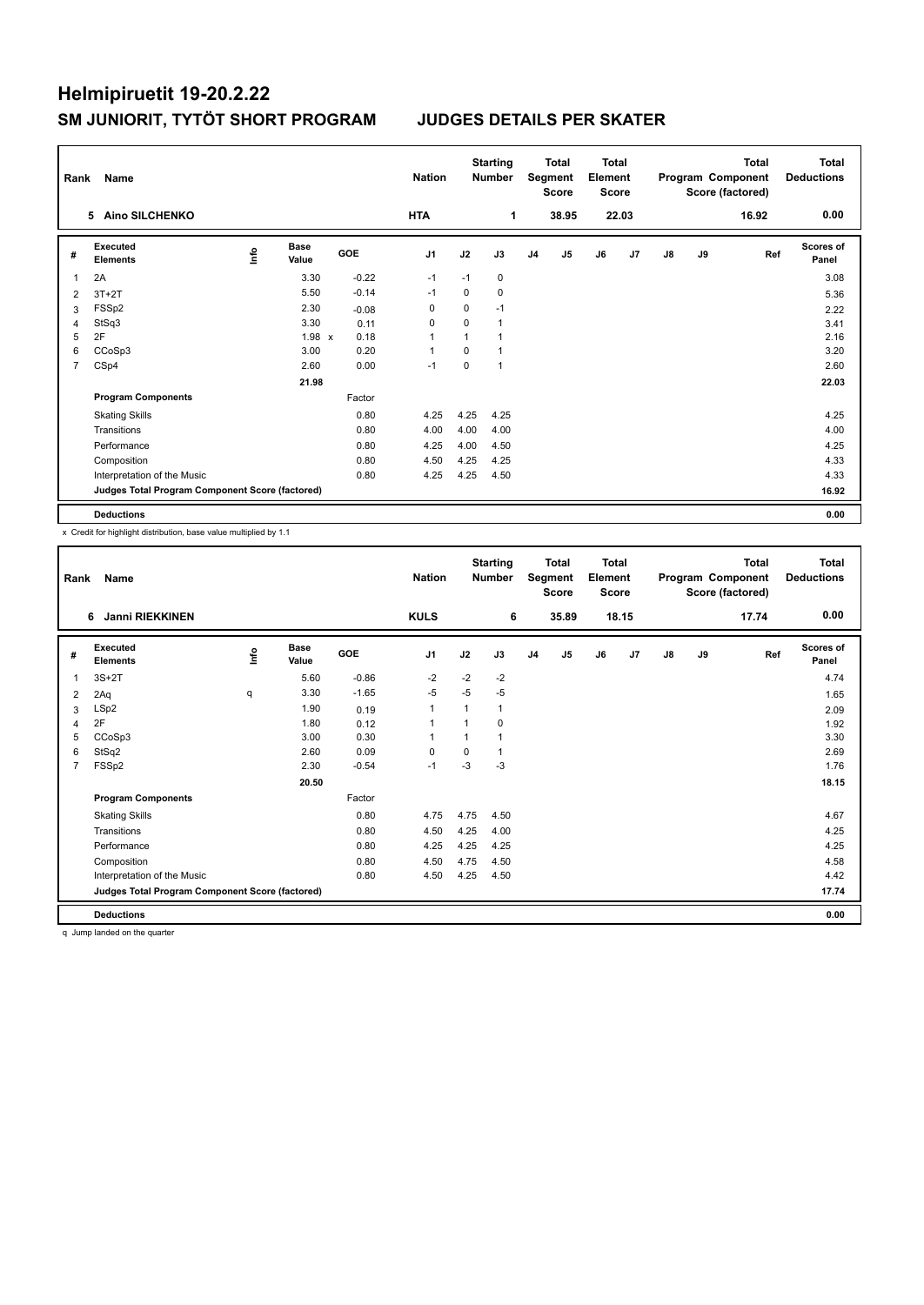# Helmipiruetit 19-20.2.22

## SM JUNIORIT, TYTÖT SHORT PROGRAM JUDGES DETAILS PER SKATER

| Rank | Name | Nation | Starting Number | Total Segment Score | Total Element Score | Total Program Component Score (factored) | Total Deductions |
|---|---|---|---|---|---|---|---|
| 5 | Aino SILCHENKO | HTA | 1 | 38.95 | 22.03 | 16.92 | 0.00 |

| # | Executed Elements | Info | Base Value | GOE | J1 | J2 | J3 | J4 | J5 | J6 | J7 | J8 | J9 | Ref | Scores of Panel |
|---|---|---|---|---|---|---|---|---|---|---|---|---|---|---|---|
| 1 | 2A | | 3.30 | -0.22 | -1 | -1 | 0 | | | | | | | | 3.08 |
| 2 | 3T+2T | | 5.50 | -0.14 | -1 | 0 | 0 | | | | | | | | 5.36 |
| 3 | FSSp2 | | 2.30 | -0.08 | 0 | 0 | -1 | | | | | | | | 2.22 |
| 4 | StSq3 | | 3.30 | 0.11 | 0 | 0 | 1 | | | | | | | | 3.41 |
| 5 | 2F | | 1.98 x | 0.18 | 1 | 1 | 1 | | | | | | | | 2.16 |
| 6 | CCoSp3 | | 3.00 | 0.20 | 1 | 0 | 1 | | | | | | | | 3.20 |
| 7 | CSp4 | | 2.60 | 0.00 | -1 | 0 | 1 | | | | | | | | 2.60 |
| | | | 21.98 | | | | | | | | | | | | 22.03 |
| | **Program Components** | | | Factor | | | | | | | | | | | |
| | Skating Skills | | | 0.80 | 4.25 | 4.25 | 4.25 | | | | | | | | 4.25 |
| | Transitions | | | 0.80 | 4.00 | 4.00 | 4.00 | | | | | | | | 4.00 |
| | Performance | | | 0.80 | 4.25 | 4.00 | 4.50 | | | | | | | | 4.25 |
| | Composition | | | 0.80 | 4.50 | 4.25 | 4.25 | | | | | | | | 4.33 |
| | Interpretation of the Music | | | 0.80 | 4.25 | 4.25 | 4.50 | | | | | | | | 4.33 |
| | **Judges Total Program Component Score (factored)** | | | | | | | | | | | | | | 16.92 |
| | **Deductions** | | | | | | | | | | | | | | 0.00 |

x Credit for highlight distribution, base value multiplied by 1.1

| Rank | Name | Nation | Starting Number | Total Segment Score | Total Element Score | Total Program Component Score (factored) | Total Deductions |
|---|---|---|---|---|---|---|---|
| 6 | Janni RIEKKINEN | KULS | 6 | 35.89 | 18.15 | 17.74 | 0.00 |

| # | Executed Elements | Info | Base Value | GOE | J1 | J2 | J3 | J4 | J5 | J6 | J7 | J8 | J9 | Ref | Scores of Panel |
|---|---|---|---|---|---|---|---|---|---|---|---|---|---|---|---|
| 1 | 3S+2T | | 5.60 | -0.86 | -2 | -2 | -2 | | | | | | | | 4.74 |
| 2 | 2Aq | q | 3.30 | -1.65 | -5 | -5 | -5 | | | | | | | | 1.65 |
| 3 | LSp2 | | 1.90 | 0.19 | 1 | 1 | 1 | | | | | | | | 2.09 |
| 4 | 2F | | 1.80 | 0.12 | 1 | 1 | 0 | | | | | | | | 1.92 |
| 5 | CCoSp3 | | 3.00 | 0.30 | 1 | 1 | 1 | | | | | | | | 3.30 |
| 6 | StSq2 | | 2.60 | 0.09 | 0 | 0 | 1 | | | | | | | | 2.69 |
| 7 | FSSp2 | | 2.30 | -0.54 | -1 | -3 | -3 | | | | | | | | 1.76 |
| | | | 20.50 | | | | | | | | | | | | 18.15 |
| | **Program Components** | | | Factor | | | | | | | | | | | |
| | Skating Skills | | | 0.80 | 4.75 | 4.75 | 4.50 | | | | | | | | 4.67 |
| | Transitions | | | 0.80 | 4.50 | 4.25 | 4.00 | | | | | | | | 4.25 |
| | Performance | | | 0.80 | 4.25 | 4.25 | 4.25 | | | | | | | | 4.25 |
| | Composition | | | 0.80 | 4.50 | 4.75 | 4.50 | | | | | | | | 4.58 |
| | Interpretation of the Music | | | 0.80 | 4.50 | 4.25 | 4.50 | | | | | | | | 4.42 |
| | **Judges Total Program Component Score (factored)** | | | | | | | | | | | | | | 17.74 |
| | **Deductions** | | | | | | | | | | | | | | 0.00 |

q Jump landed on the quarter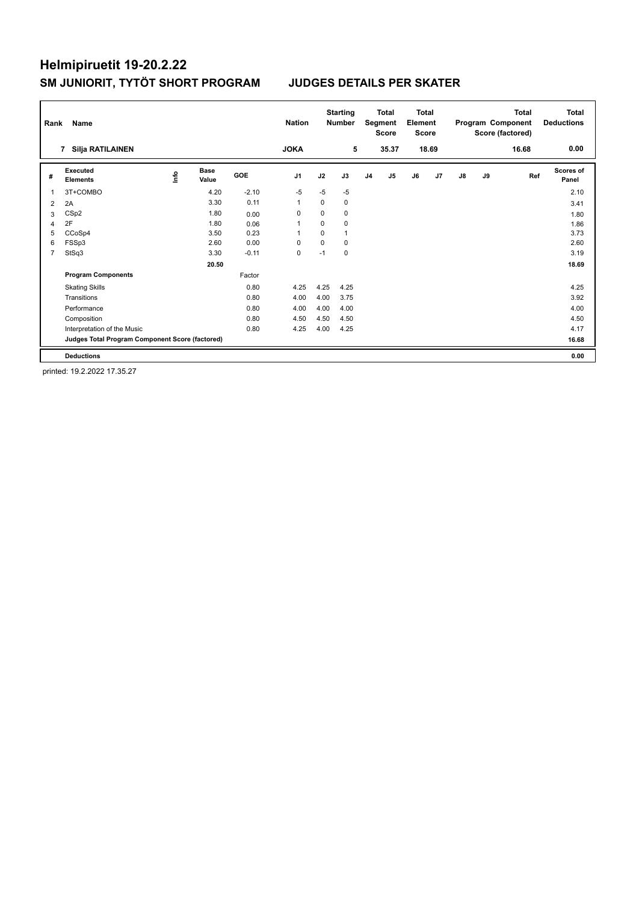# Helmipiruetit 19-20.2.22

## SM JUNIORIT, TYTÖT SHORT PROGRAM JUDGES DETAILS PER SKATER

| Rank | Name | Nation | Starting Number | Total Segment Score | Total Element Score | Total Program Component Score (factored) | Total Deductions |
|---|---|---|---|---|---|---|---|
| 7 | Silja RATILAINEN | JOKA | 5 | 35.37 | 18.69 | 16.68 | 0.00 |

| # | Executed Elements | Info | Base Value | GOE | J1 | J2 | J3 | J4 | J5 | J6 | J7 | J8 | J9 | Ref | Scores of Panel |
|---|---|---|---|---|---|---|---|---|---|---|---|---|---|---|---|
| 1 | 3T+COMBO | | 4.20 | -2.10 | -5 | -5 | -5 | | | | | | | | 2.10 |
| 2 | 2A | | 3.30 | 0.11 | 1 | 0 | 0 | | | | | | | | 3.41 |
| 3 | CSp2 | | 1.80 | 0.00 | 0 | 0 | 0 | | | | | | | | 1.80 |
| 4 | 2F | | 1.80 | 0.06 | 1 | 0 | 0 | | | | | | | | 1.86 |
| 5 | CCoSp4 | | 3.50 | 0.23 | 1 | 0 | 1 | | | | | | | | 3.73 |
| 6 | FSSp3 | | 2.60 | 0.00 | 0 | 0 | 0 | | | | | | | | 2.60 |
| 7 | StSq3 | | 3.30 | -0.11 | 0 | -1 | 0 | | | | | | | | 3.19 |
| | | | 20.50 | | | | | | | | | | | | 18.69 |
| | **Program Components** | | | Factor | | | | | | | | | | | |
| | Skating Skills | | | 0.80 | 4.25 | 4.25 | 4.25 | | | | | | | | 4.25 |
| | Transitions | | | 0.80 | 4.00 | 4.00 | 3.75 | | | | | | | | 3.92 |
| | Performance | | | 0.80 | 4.00 | 4.00 | 4.00 | | | | | | | | 4.00 |
| | Composition | | | 0.80 | 4.50 | 4.50 | 4.50 | | | | | | | | 4.50 |
| | Interpretation of the Music | | | 0.80 | 4.25 | 4.00 | 4.25 | | | | | | | | 4.17 |
| | **Judges Total Program Component Score (factored)** | | | | | | | | | | | | | | 16.68 |
| | **Deductions** | | | | | | | | | | | | | | 0.00 |

printed: 19.2.2022 17.35.27